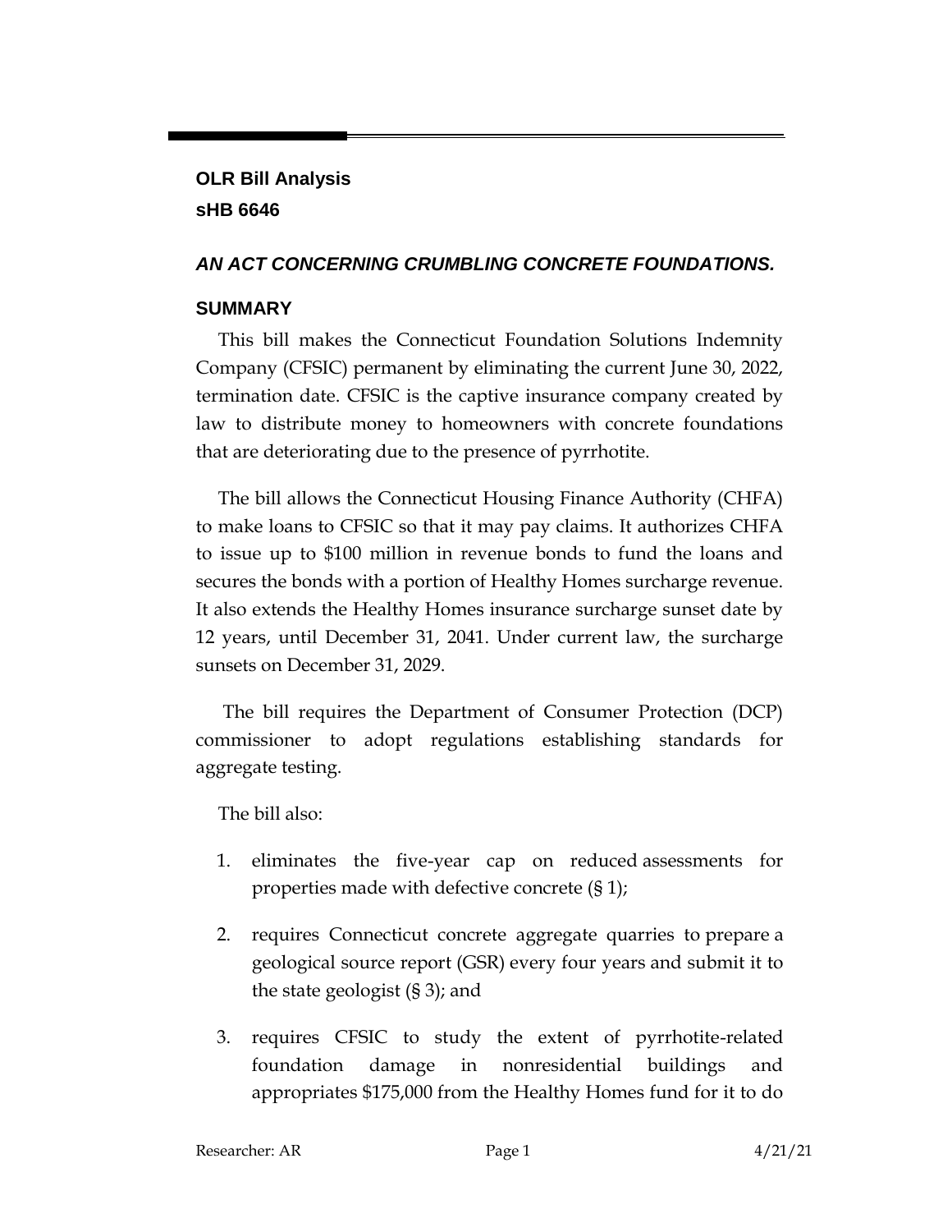**OLR Bill Analysis**
**sHB 6646**

## *AN ACT CONCERNING CRUMBLING CONCRETE FOUNDATIONS.*

### SUMMARY

This bill makes the Connecticut Foundation Solutions Indemnity Company (CFSIC) permanent by eliminating the current June 30, 2022, termination date. CFSIC is the captive insurance company created by law to distribute money to homeowners with concrete foundations that are deteriorating due to the presence of pyrrhotite.

The bill allows the Connecticut Housing Finance Authority (CHFA) to make loans to CFSIC so that it may pay claims. It authorizes CHFA to issue up to $100 million in revenue bonds to fund the loans and secures the bonds with a portion of Healthy Homes surcharge revenue. It also extends the Healthy Homes insurance surcharge sunset date by 12 years, until December 31, 2041. Under current law, the surcharge sunsets on December 31, 2029.

The bill requires the Department of Consumer Protection (DCP) commissioner to adopt regulations establishing standards for aggregate testing.

The bill also:

1. eliminates the five-year cap on reduced assessments for properties made with defective concrete (§ 1);
2. requires Connecticut concrete aggregate quarries to prepare a geological source report (GSR) every four years and submit it to the state geologist (§ 3); and
3. requires CFSIC to study the extent of pyrrhotite-related foundation damage in nonresidential buildings and appropriates $175,000 from the Healthy Homes fund for it to do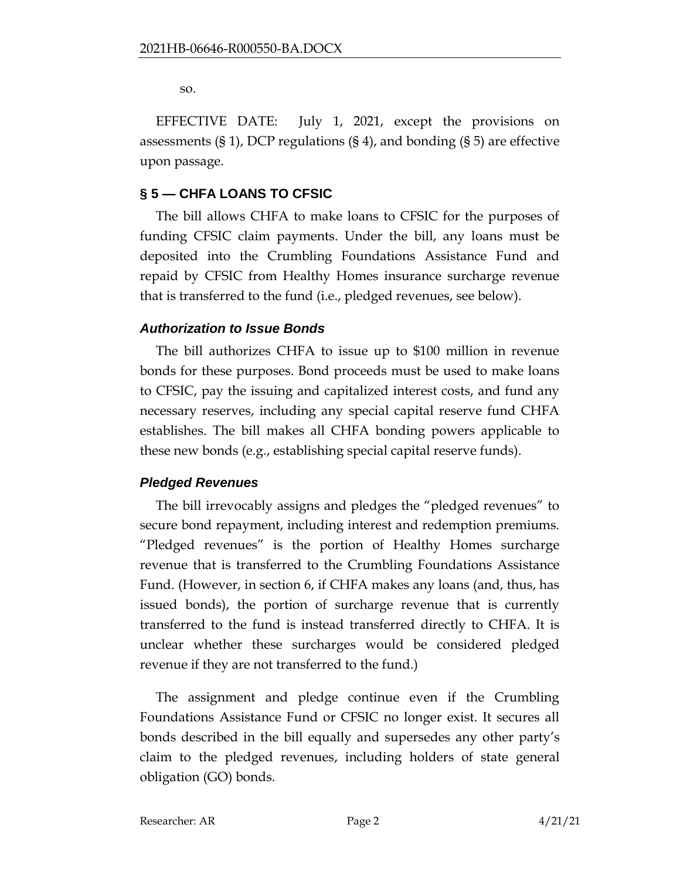so.

EFFECTIVE DATE: July 1, 2021, except the provisions on assessments (§ 1), DCP regulations (§ 4), and bonding (§ 5) are effective upon passage.

## § 5 — CHFA LOANS TO CFSIC

The bill allows CHFA to make loans to CFSIC for the purposes of funding CFSIC claim payments. Under the bill, any loans must be deposited into the Crumbling Foundations Assistance Fund and repaid by CFSIC from Healthy Homes insurance surcharge revenue that is transferred to the fund (i.e., pledged revenues, see below).

### *Authorization to Issue Bonds*

The bill authorizes CHFA to issue up to $100 million in revenue bonds for these purposes. Bond proceeds must be used to make loans to CFSIC, pay the issuing and capitalized interest costs, and fund any necessary reserves, including any special capital reserve fund CHFA establishes. The bill makes all CHFA bonding powers applicable to these new bonds (e.g., establishing special capital reserve funds).

### *Pledged Revenues*

The bill irrevocably assigns and pledges the "pledged revenues" to secure bond repayment, including interest and redemption premiums. "Pledged revenues" is the portion of Healthy Homes surcharge revenue that is transferred to the Crumbling Foundations Assistance Fund. (However, in section 6, if CHFA makes any loans (and, thus, has issued bonds), the portion of surcharge revenue that is currently transferred to the fund is instead transferred directly to CHFA. It is unclear whether these surcharges would be considered pledged revenue if they are not transferred to the fund.)

The assignment and pledge continue even if the Crumbling Foundations Assistance Fund or CFSIC no longer exist. It secures all bonds described in the bill equally and supersedes any other party's claim to the pledged revenues, including holders of state general obligation (GO) bonds.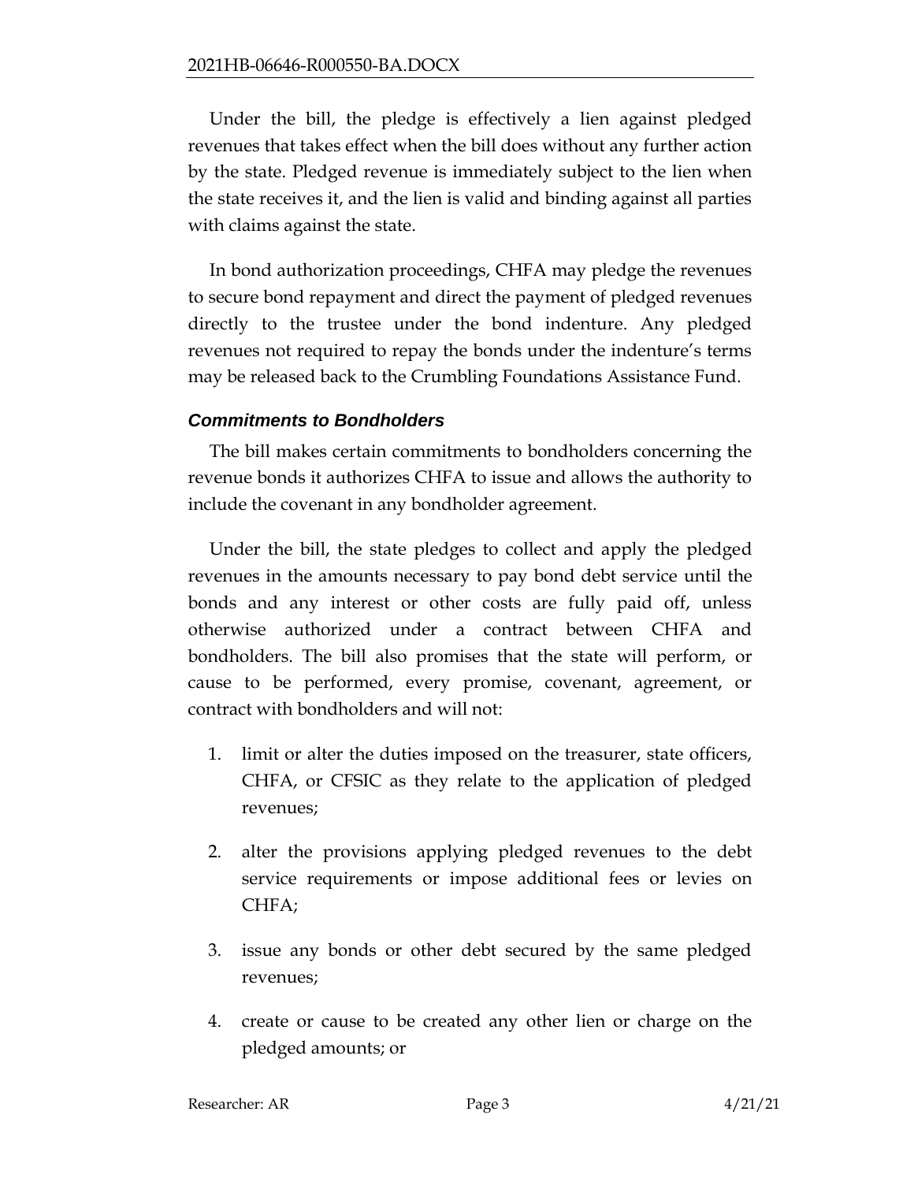Under the bill, the pledge is effectively a lien against pledged revenues that takes effect when the bill does without any further action by the state. Pledged revenue is immediately subject to the lien when the state receives it, and the lien is valid and binding against all parties with claims against the state.

In bond authorization proceedings, CHFA may pledge the revenues to secure bond repayment and direct the payment of pledged revenues directly to the trustee under the bond indenture. Any pledged revenues not required to repay the bonds under the indenture's terms may be released back to the Crumbling Foundations Assistance Fund.

### *Commitments to Bondholders*

The bill makes certain commitments to bondholders concerning the revenue bonds it authorizes CHFA to issue and allows the authority to include the covenant in any bondholder agreement.

Under the bill, the state pledges to collect and apply the pledged revenues in the amounts necessary to pay bond debt service until the bonds and any interest or other costs are fully paid off, unless otherwise authorized under a contract between CHFA and bondholders. The bill also promises that the state will perform, or cause to be performed, every promise, covenant, agreement, or contract with bondholders and will not:

1. limit or alter the duties imposed on the treasurer, state officers, CHFA, or CFSIC as they relate to the application of pledged revenues;
2. alter the provisions applying pledged revenues to the debt service requirements or impose additional fees or levies on CHFA;
3. issue any bonds or other debt secured by the same pledged revenues;
4. create or cause to be created any other lien or charge on the pledged amounts; or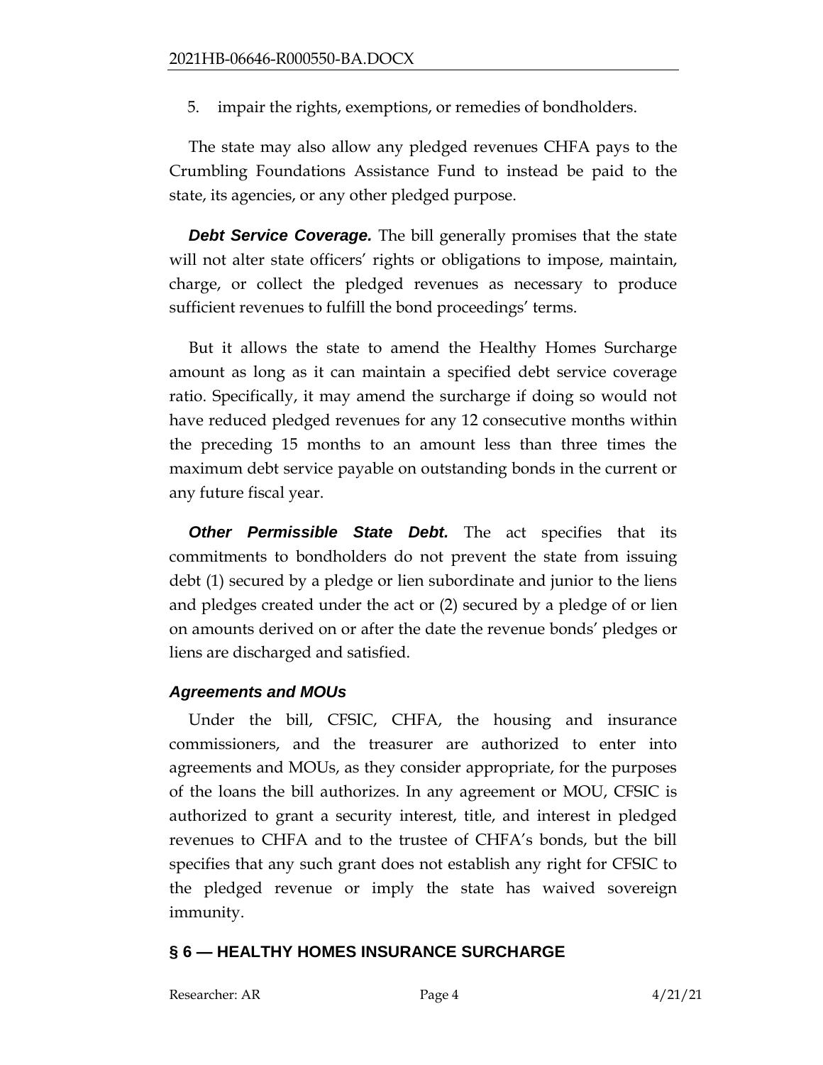5. impair the rights, exemptions, or remedies of bondholders.

The state may also allow any pledged revenues CHFA pays to the Crumbling Foundations Assistance Fund to instead be paid to the state, its agencies, or any other pledged purpose.

***Debt Service Coverage.*** The bill generally promises that the state will not alter state officers' rights or obligations to impose, maintain, charge, or collect the pledged revenues as necessary to produce sufficient revenues to fulfill the bond proceedings' terms.

But it allows the state to amend the Healthy Homes Surcharge amount as long as it can maintain a specified debt service coverage ratio. Specifically, it may amend the surcharge if doing so would not have reduced pledged revenues for any 12 consecutive months within the preceding 15 months to an amount less than three times the maximum debt service payable on outstanding bonds in the current or any future fiscal year.

***Other Permissible State Debt.*** The act specifies that its commitments to bondholders do not prevent the state from issuing debt (1) secured by a pledge or lien subordinate and junior to the liens and pledges created under the act or (2) secured by a pledge of or lien on amounts derived on or after the date the revenue bonds' pledges or liens are discharged and satisfied.

### *Agreements and MOUs*

Under the bill, CFSIC, CHFA, the housing and insurance commissioners, and the treasurer are authorized to enter into agreements and MOUs, as they consider appropriate, for the purposes of the loans the bill authorizes. In any agreement or MOU, CFSIC is authorized to grant a security interest, title, and interest in pledged revenues to CHFA and to the trustee of CHFA's bonds, but the bill specifies that any such grant does not establish any right for CFSIC to the pledged revenue or imply the state has waived sovereign immunity.

## § 6 — HEALTHY HOMES INSURANCE SURCHARGE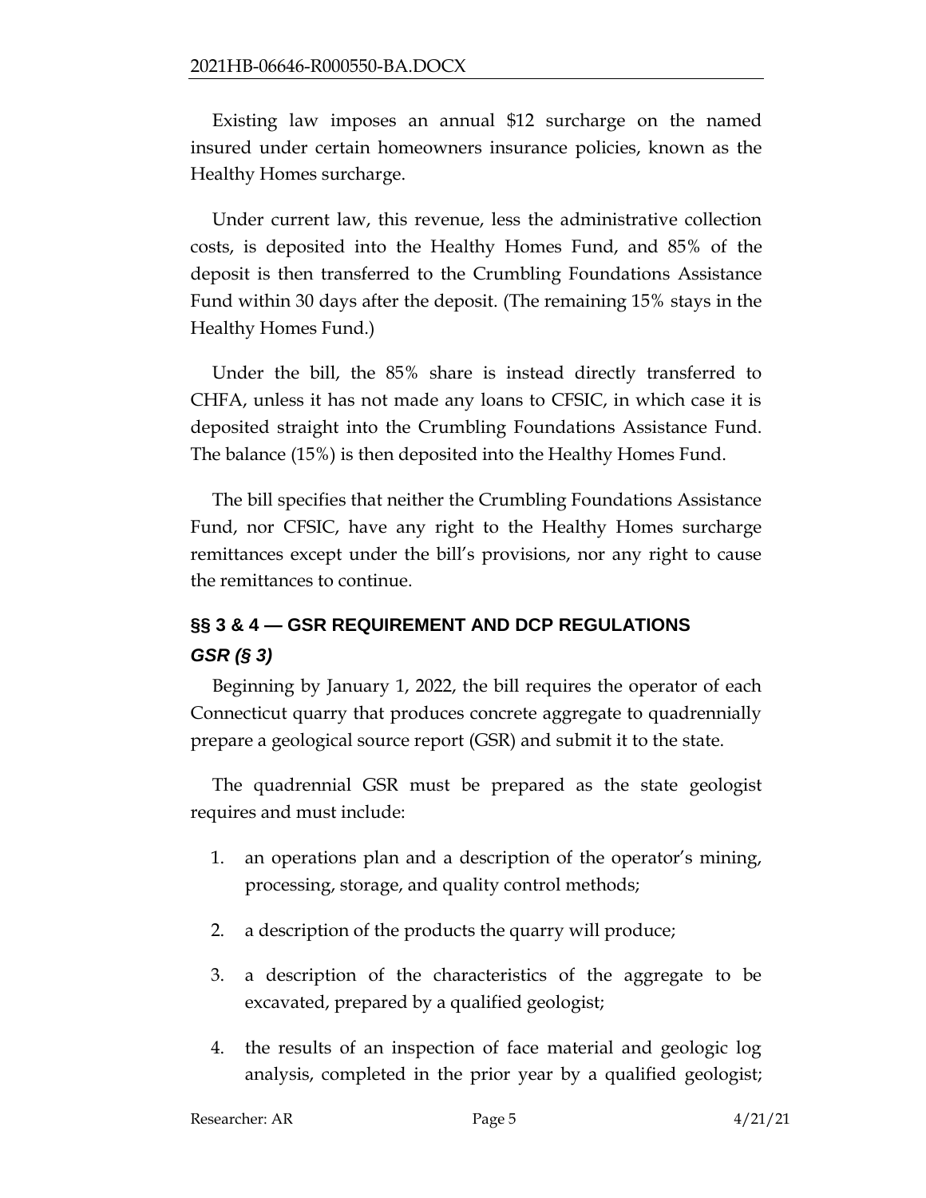Existing law imposes an annual $12 surcharge on the named insured under certain homeowners insurance policies, known as the Healthy Homes surcharge.

Under current law, this revenue, less the administrative collection costs, is deposited into the Healthy Homes Fund, and 85% of the deposit is then transferred to the Crumbling Foundations Assistance Fund within 30 days after the deposit. (The remaining 15% stays in the Healthy Homes Fund.)

Under the bill, the 85% share is instead directly transferred to CHFA, unless it has not made any loans to CFSIC, in which case it is deposited straight into the Crumbling Foundations Assistance Fund. The balance (15%) is then deposited into the Healthy Homes Fund.

The bill specifies that neither the Crumbling Foundations Assistance Fund, nor CFSIC, have any right to the Healthy Homes surcharge remittances except under the bill's provisions, nor any right to cause the remittances to continue.

## §§ 3 & 4 — GSR REQUIREMENT AND DCP REGULATIONS

### *GSR (§ 3)*

Beginning by January 1, 2022, the bill requires the operator of each Connecticut quarry that produces concrete aggregate to quadrennially prepare a geological source report (GSR) and submit it to the state.

The quadrennial GSR must be prepared as the state geologist requires and must include:

1. an operations plan and a description of the operator's mining, processing, storage, and quality control methods;
2. a description of the products the quarry will produce;
3. a description of the characteristics of the aggregate to be excavated, prepared by a qualified geologist;
4. the results of an inspection of face material and geologic log analysis, completed in the prior year by a qualified geologist;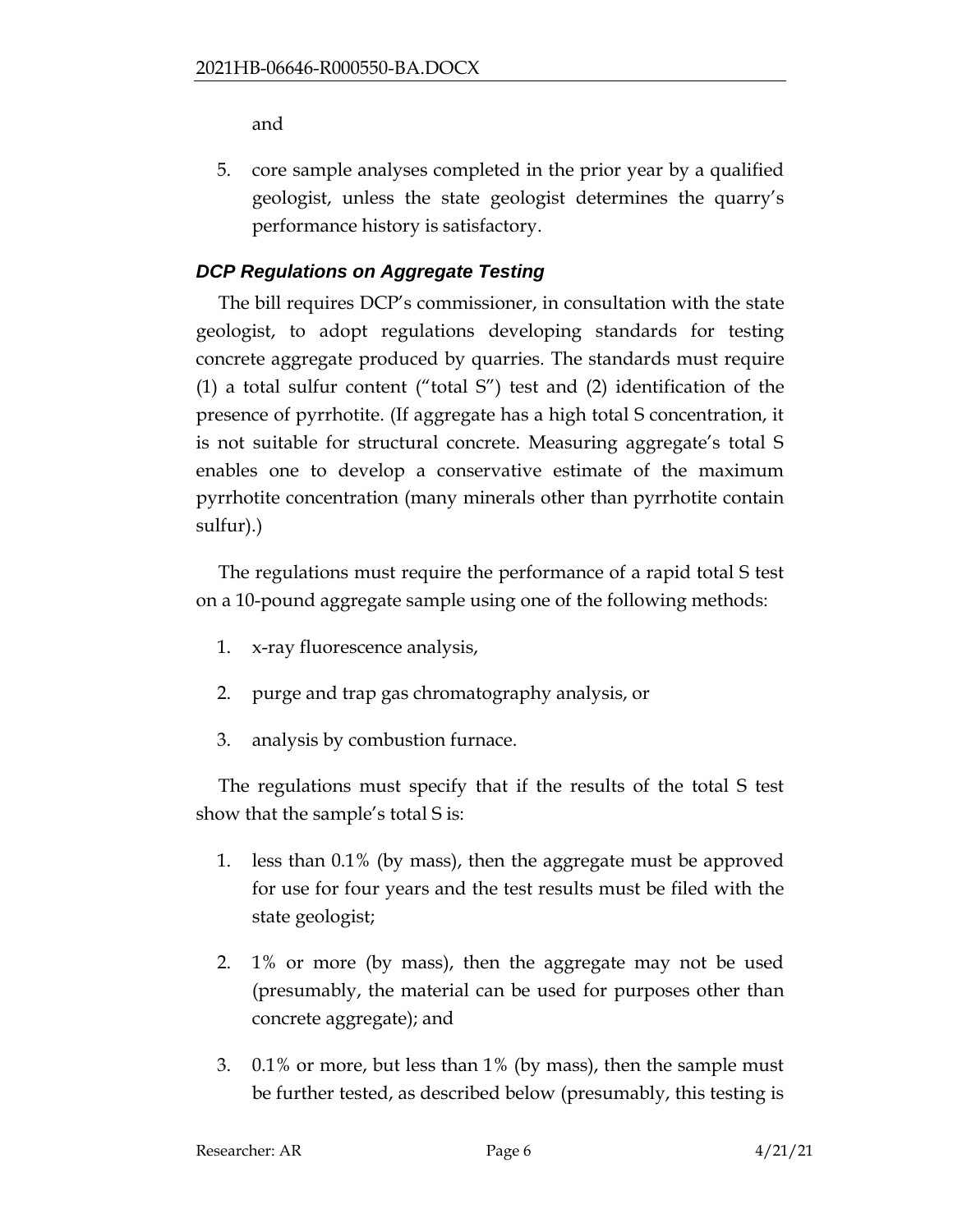and

5. core sample analyses completed in the prior year by a qualified geologist, unless the state geologist determines the quarry's performance history is satisfactory.

### *DCP Regulations on Aggregate Testing*

The bill requires DCP's commissioner, in consultation with the state geologist, to adopt regulations developing standards for testing concrete aggregate produced by quarries. The standards must require (1) a total sulfur content ("total S") test and (2) identification of the presence of pyrrhotite. (If aggregate has a high total S concentration, it is not suitable for structural concrete. Measuring aggregate's total S enables one to develop a conservative estimate of the maximum pyrrhotite concentration (many minerals other than pyrrhotite contain sulfur).)

The regulations must require the performance of a rapid total S test on a 10-pound aggregate sample using one of the following methods:

1. x-ray fluorescence analysis,
2. purge and trap gas chromatography analysis, or
3. analysis by combustion furnace.

The regulations must specify that if the results of the total S test show that the sample's total S is:

1. less than 0.1% (by mass), then the aggregate must be approved for use for four years and the test results must be filed with the state geologist;
2. 1% or more (by mass), then the aggregate may not be used (presumably, the material can be used for purposes other than concrete aggregate); and
3. 0.1% or more, but less than 1% (by mass), then the sample must be further tested, as described below (presumably, this testing is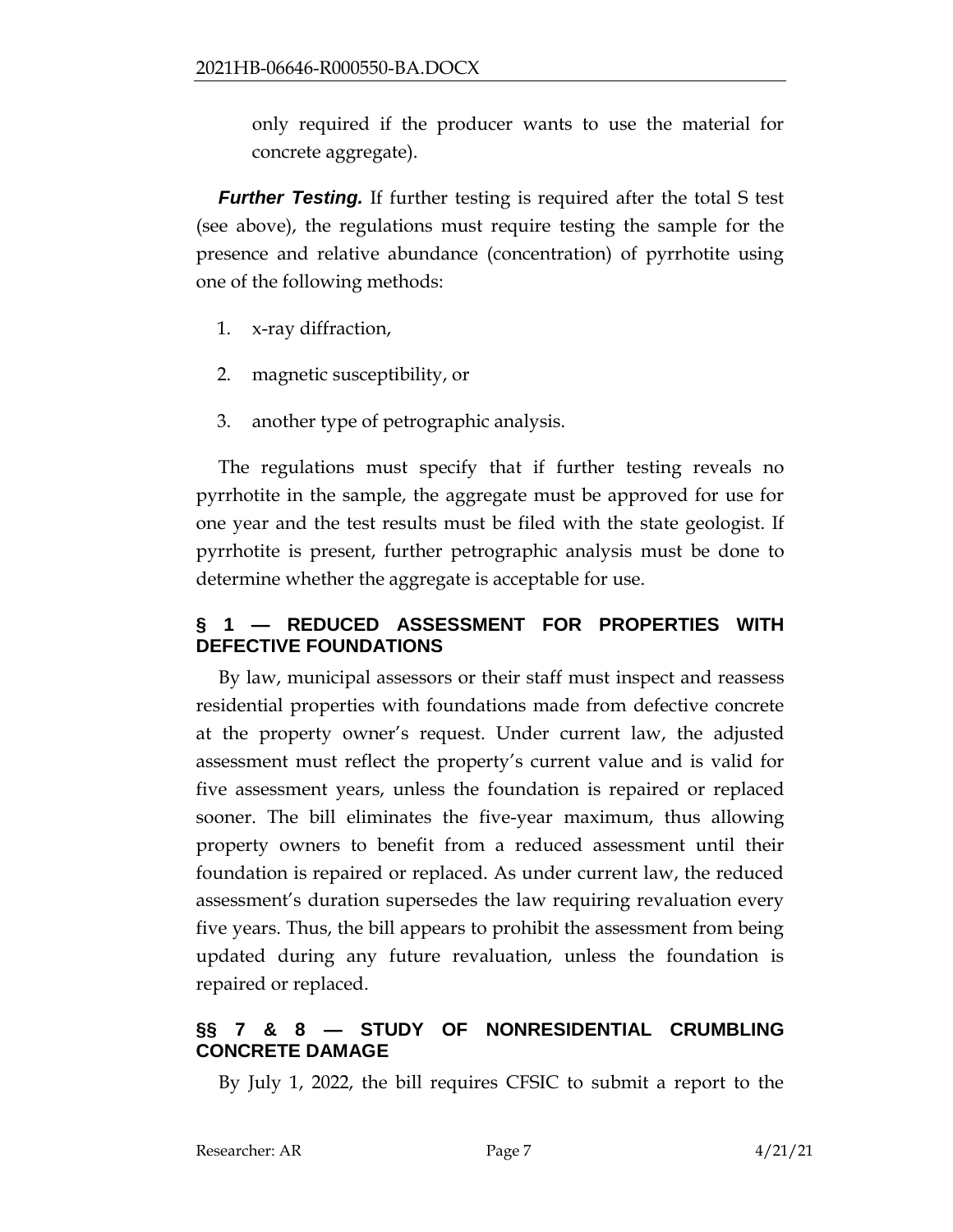only required if the producer wants to use the material for concrete aggregate).

***Further Testing.*** If further testing is required after the total S test (see above), the regulations must require testing the sample for the presence and relative abundance (concentration) of pyrrhotite using one of the following methods:

1. x-ray diffraction,
2. magnetic susceptibility, or
3. another type of petrographic analysis.

The regulations must specify that if further testing reveals no pyrrhotite in the sample, the aggregate must be approved for use for one year and the test results must be filed with the state geologist. If pyrrhotite is present, further petrographic analysis must be done to determine whether the aggregate is acceptable for use.

## § 1 — REDUCED ASSESSMENT FOR PROPERTIES WITH DEFECTIVE FOUNDATIONS

By law, municipal assessors or their staff must inspect and reassess residential properties with foundations made from defective concrete at the property owner's request. Under current law, the adjusted assessment must reflect the property's current value and is valid for five assessment years, unless the foundation is repaired or replaced sooner. The bill eliminates the five-year maximum, thus allowing property owners to benefit from a reduced assessment until their foundation is repaired or replaced. As under current law, the reduced assessment's duration supersedes the law requiring revaluation every five years. Thus, the bill appears to prohibit the assessment from being updated during any future revaluation, unless the foundation is repaired or replaced.

## §§ 7 & 8 — STUDY OF NONRESIDENTIAL CRUMBLING CONCRETE DAMAGE

By July 1, 2022, the bill requires CFSIC to submit a report to the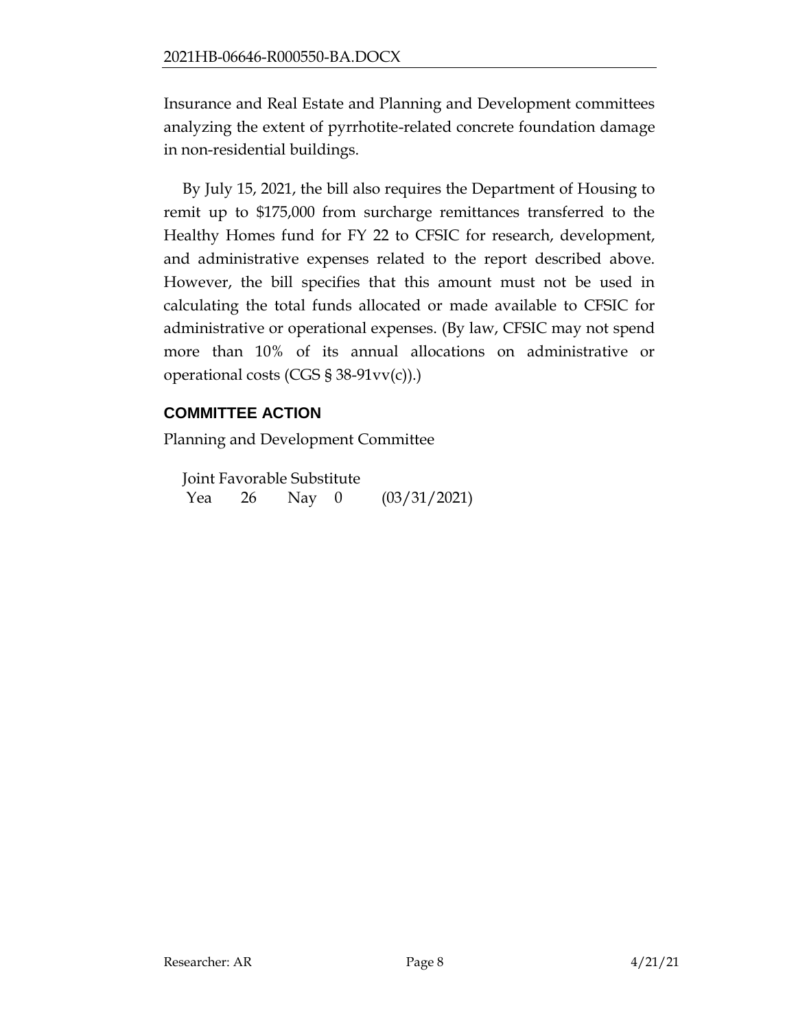Insurance and Real Estate and Planning and Development committees analyzing the extent of pyrrhotite-related concrete foundation damage in non-residential buildings.

By July 15, 2021, the bill also requires the Department of Housing to remit up to $175,000 from surcharge remittances transferred to the Healthy Homes fund for FY 22 to CFSIC for research, development, and administrative expenses related to the report described above. However, the bill specifies that this amount must not be used in calculating the total funds allocated or made available to CFSIC for administrative or operational expenses. (By law, CFSIC may not spend more than 10% of its annual allocations on administrative or operational costs (CGS § 38-91vv(c)).)

## COMMITTEE ACTION

Planning and Development Committee

Joint Favorable Substitute

| | | | | |
|---|---|---|---|---|
| Yea | 26 | Nay | 0 | (03/31/2021) |